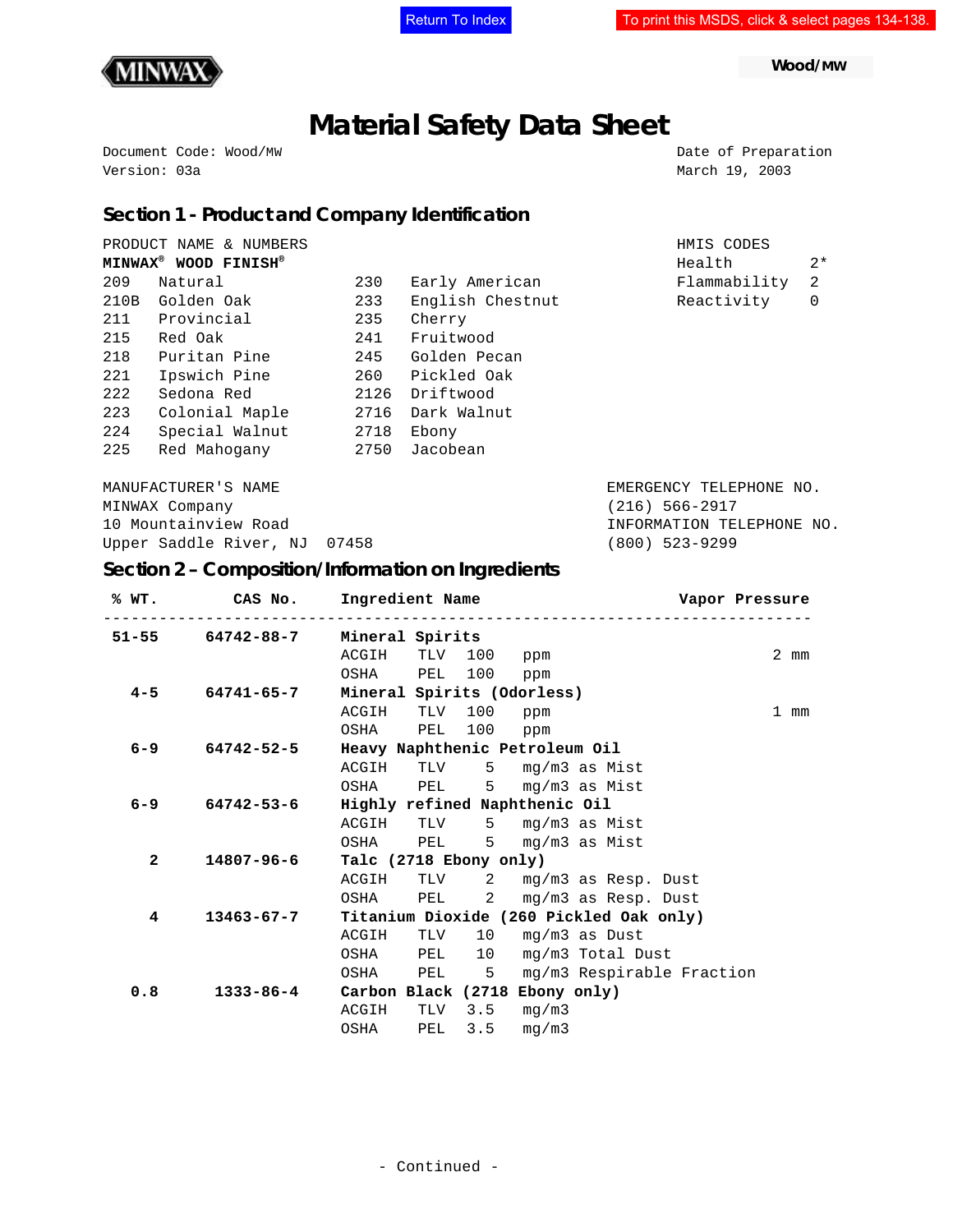Return To Index

To print this MSDS, click & select pages 134-138.

MINWAX

Wood/MW

# Material Safety Data Sheet

Document Code: Wood/MW
Version: 03a

Date of Preparation
March 19, 2003

## Section 1 - Product and Company Identification

PRODUCT NAME & NUMBERS
**MINWAX® WOOD FINISH®**

| | | | |
|---|---|---|---|
| 209 | Natural | 230 | Early American |
| 210B | Golden Oak | 233 | English Chestnut |
| 211 | Provincial | 235 | Cherry |
| 215 | Red Oak | 241 | Fruitwood |
| 218 | Puritan Pine | 245 | Golden Pecan |
| 221 | Ipswich Pine | 260 | Pickled Oak |
| 222 | Sedona Red | 2126 | Driftwood |
| 223 | Colonial Maple | 2716 | Dark Walnut |
| 224 | Special Walnut | 2718 | Ebony |
| 225 | Red Mahogany | 2750 | Jacobean |

HMIS CODES

| | |
|---|---|
| Health | 2* |
| Flammability | 2 |
| Reactivity | 0 |

MANUFACTURER'S NAME
MINWAX Company
10 Mountainview Road
Upper Saddle River, NJ 07458

EMERGENCY TELEPHONE NO.
(216) 566-2917
INFORMATION TELEPHONE NO.
(800) 523-9299

## Section 2 – Composition/Information on Ingredients

| % WT. | CAS No. | Ingredient Name | | | | Vapor Pressure |
|---|---|---|---|---|---|---|
| **51-55** | **64742-88-7** | **Mineral Spirits** | | | | |
| | | ACGIH | TLV | 100 | ppm | 2 mm |
| | | OSHA | PEL | 100 | ppm | |
| **4-5** | **64741-65-7** | **Mineral Spirits (Odorless)** | | | | |
| | | ACGIH | TLV | 100 | ppm | 1 mm |
| | | OSHA | PEL | 100 | ppm | |
| **6-9** | **64742-52-5** | **Heavy Naphthenic Petroleum Oil** | | | | |
| | | ACGIH | TLV | 5 | mg/m3 as Mist | |
| | | OSHA | PEL | 5 | mg/m3 as Mist | |
| **6-9** | **64742-53-6** | **Highly refined Naphthenic Oil** | | | | |
| | | ACGIH | TLV | 5 | mg/m3 as Mist | |
| | | OSHA | PEL | 5 | mg/m3 as Mist | |
| **2** | **14807-96-6** | **Talc (2718 Ebony only)** | | | | |
| | | ACGIH | TLV | 2 | mg/m3 as Resp. Dust | |
| | | OSHA | PEL | 2 | mg/m3 as Resp. Dust | |
| **4** | **13463-67-7** | **Titanium Dioxide (260 Pickled Oak only)** | | | | |
| | | ACGIH | TLV | 10 | mg/m3 as Dust | |
| | | OSHA | PEL | 10 | mg/m3 Total Dust | |
| | | OSHA | PEL | 5 | mg/m3 Respirable Fraction | |
| **0.8** | **1333-86-4** | **Carbon Black (2718 Ebony only)** | | | | |
| | | ACGIH | TLV | 3.5 | mg/m3 | |
| | | OSHA | PEL | 3.5 | mg/m3 | |

- Continued -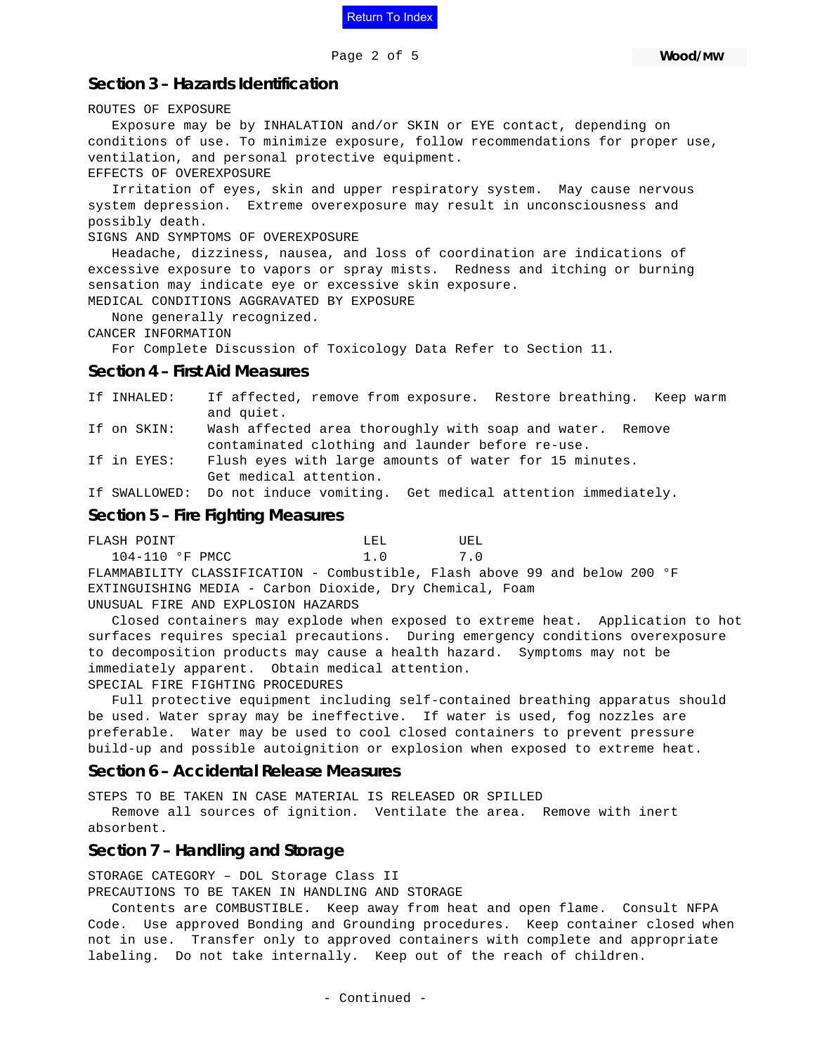## Section 3 – Hazards Identification

ROUTES OF EXPOSURE

Exposure may be by INHALATION and/or SKIN or EYE contact, depending on conditions of use. To minimize exposure, follow recommendations for proper use, ventilation, and personal protective equipment.

EFFECTS OF OVEREXPOSURE

Irritation of eyes, skin and upper respiratory system. May cause nervous system depression. Extreme overexposure may result in unconsciousness and possibly death.

SIGNS AND SYMPTOMS OF OVEREXPOSURE

Headache, dizziness, nausea, and loss of coordination are indications of excessive exposure to vapors or spray mists. Redness and itching or burning sensation may indicate eye or excessive skin exposure.

MEDICAL CONDITIONS AGGRAVATED BY EXPOSURE

None generally recognized.

CANCER INFORMATION

For Complete Discussion of Toxicology Data Refer to Section 11.

## Section 4 – First Aid Measures

| | |
|---|---|
| If INHALED: | If affected, remove from exposure. Restore breathing. Keep warm and quiet. |
| If on SKIN: | Wash affected area thoroughly with soap and water. Remove contaminated clothing and launder before re-use. |
| If in EYES: | Flush eyes with large amounts of water for 15 minutes. Get medical attention. |
| If SWALLOWED: | Do not induce vomiting. Get medical attention immediately. |

## Section 5 – Fire Fighting Measures

| FLASH POINT | LEL | UEL |
|---|---|---|
| 104-110 °F PMCC | 1.0 | 7.0 |

FLAMMABILITY CLASSIFICATION - Combustible, Flash above 99 and below 200 °F

EXTINGUISHING MEDIA - Carbon Dioxide, Dry Chemical, Foam

UNUSUAL FIRE AND EXPLOSION HAZARDS

Closed containers may explode when exposed to extreme heat. Application to hot surfaces requires special precautions. During emergency conditions overexposure to decomposition products may cause a health hazard. Symptoms may not be immediately apparent. Obtain medical attention.

SPECIAL FIRE FIGHTING PROCEDURES

Full protective equipment including self-contained breathing apparatus should be used. Water spray may be ineffective. If water is used, fog nozzles are preferable. Water may be used to cool closed containers to prevent pressure build-up and possible autoignition or explosion when exposed to extreme heat.

## Section 6 – Accidental Release Measures

STEPS TO BE TAKEN IN CASE MATERIAL IS RELEASED OR SPILLED

Remove all sources of ignition. Ventilate the area. Remove with inert absorbent.

## Section 7 – Handling and Storage

STORAGE CATEGORY – DOL Storage Class II

PRECAUTIONS TO BE TAKEN IN HANDLING AND STORAGE

Contents are COMBUSTIBLE. Keep away from heat and open flame. Consult NFPA Code. Use approved Bonding and Grounding procedures. Keep container closed when not in use. Transfer only to approved containers with complete and appropriate labeling. Do not take internally. Keep out of the reach of children.

- Continued -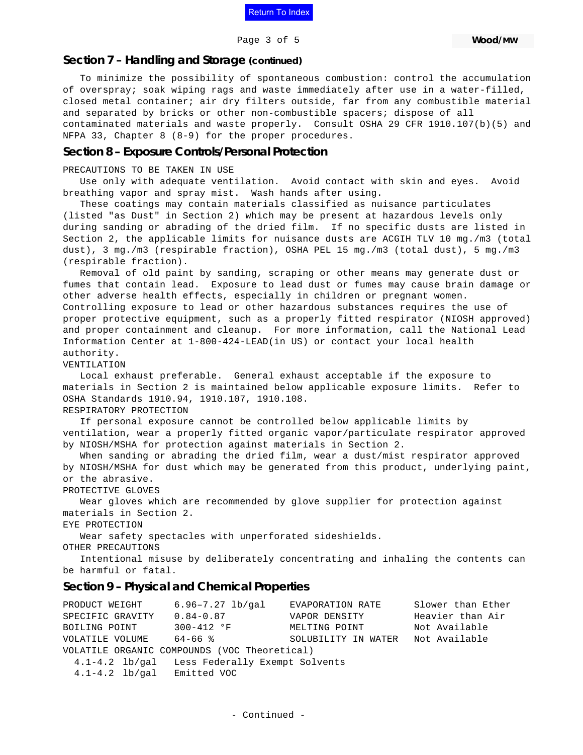## Section 7 – Handling and Storage (continued)

To minimize the possibility of spontaneous combustion: control the accumulation of overspray; soak wiping rags and waste immediately after use in a water-filled, closed metal container; air dry filters outside, far from any combustible material and separated by bricks or other non-combustible spacers; dispose of all contaminated materials and waste properly. Consult OSHA 29 CFR 1910.107(b)(5) and NFPA 33, Chapter 8 (8-9) for the proper procedures.

## Section 8 – Exposure Controls/Personal Protection

PRECAUTIONS TO BE TAKEN IN USE

Use only with adequate ventilation. Avoid contact with skin and eyes. Avoid breathing vapor and spray mist. Wash hands after using.

These coatings may contain materials classified as nuisance particulates (listed "as Dust" in Section 2) which may be present at hazardous levels only during sanding or abrading of the dried film. If no specific dusts are listed in Section 2, the applicable limits for nuisance dusts are ACGIH TLV 10 mg./m3 (total dust), 3 mg./m3 (respirable fraction), OSHA PEL 15 mg./m3 (total dust), 5 mg./m3 (respirable fraction).

Removal of old paint by sanding, scraping or other means may generate dust or fumes that contain lead. Exposure to lead dust or fumes may cause brain damage or other adverse health effects, especially in children or pregnant women. Controlling exposure to lead or other hazardous substances requires the use of proper protective equipment, such as a properly fitted respirator (NIOSH approved) and proper containment and cleanup. For more information, call the National Lead Information Center at 1-800-424-LEAD(in US) or contact your local health authority.

VENTILATION

Local exhaust preferable. General exhaust acceptable if the exposure to materials in Section 2 is maintained below applicable exposure limits. Refer to OSHA Standards 1910.94, 1910.107, 1910.108.

RESPIRATORY PROTECTION

If personal exposure cannot be controlled below applicable limits by ventilation, wear a properly fitted organic vapor/particulate respirator approved by NIOSH/MSHA for protection against materials in Section 2.

When sanding or abrading the dried film, wear a dust/mist respirator approved by NIOSH/MSHA for dust which may be generated from this product, underlying paint, or the abrasive.

PROTECTIVE GLOVES

Wear gloves which are recommended by glove supplier for protection against materials in Section 2.

EYE PROTECTION

Wear safety spectacles with unperforated sideshields.

OTHER PRECAUTIONS

Intentional misuse by deliberately concentrating and inhaling the contents can be harmful or fatal.

## Section 9 – Physical and Chemical Properties

| | | | |
|---|---|---|---|
| PRODUCT WEIGHT | 6.96–7.27 lb/gal | EVAPORATION RATE | Slower than Ether |
| SPECIFIC GRAVITY | 0.84-0.87 | VAPOR DENSITY | Heavier than Air |
| BOILING POINT | 300-412 °F | MELTING POINT | Not Available |
| VOLATILE VOLUME | 64-66 % | SOLUBILITY IN WATER | Not Available |

VOLATILE ORGANIC COMPOUNDS (VOC Theoretical)

4.1-4.2 lb/gal Less Federally Exempt Solvents

4.1-4.2 lb/gal Emitted VOC

- Continued -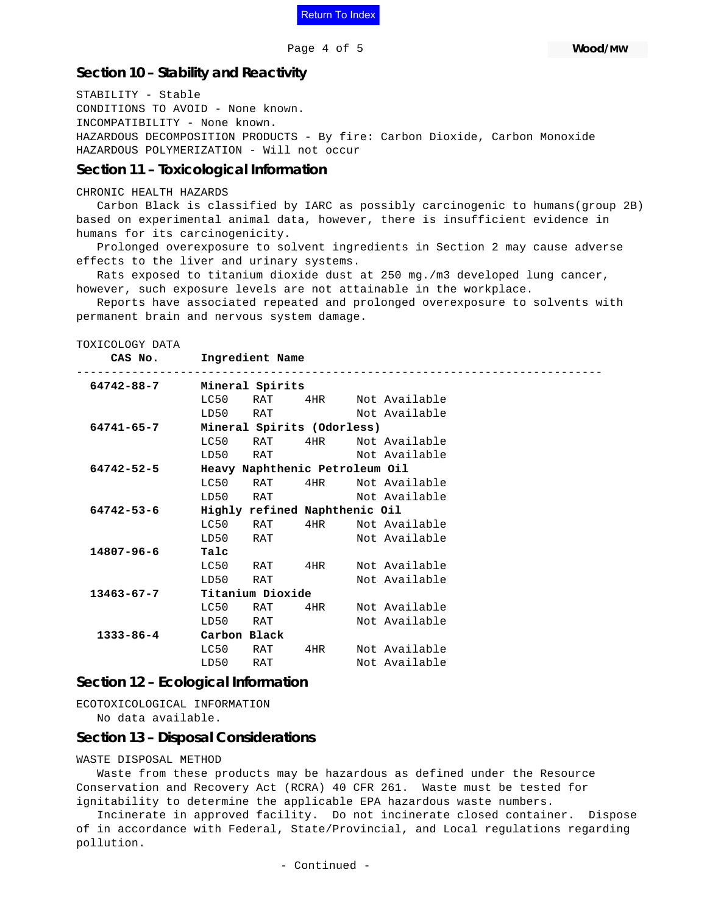## Section 10 – Stability and Reactivity

STABILITY - Stable
CONDITIONS TO AVOID - None known.
INCOMPATIBILITY - None known.
HAZARDOUS DECOMPOSITION PRODUCTS - By fire: Carbon Dioxide, Carbon Monoxide
HAZARDOUS POLYMERIZATION - Will not occur

## Section 11 – Toxicological Information

CHRONIC HEALTH HAZARDS

Carbon Black is classified by IARC as possibly carcinogenic to humans(group 2B) based on experimental animal data, however, there is insufficient evidence in humans for its carcinogenicity.

Prolonged overexposure to solvent ingredients in Section 2 may cause adverse effects to the liver and urinary systems.

Rats exposed to titanium dioxide dust at 250 mg./m3 developed lung cancer, however, such exposure levels are not attainable in the workplace.

Reports have associated repeated and prolonged overexposure to solvents with permanent brain and nervous system damage.

TOXICOLOGY DATA

| CAS No. | Ingredient Name | | | |
|---|---|---|---|---|
| **64742-88-7** | **Mineral Spirits** | | | |
| | LC50 | RAT | 4HR | Not Available |
| | LD50 | RAT | | Not Available |
| **64741-65-7** | **Mineral Spirits (Odorless)** | | | |
| | LC50 | RAT | 4HR | Not Available |
| | LD50 | RAT | | Not Available |
| **64742-52-5** | **Heavy Naphthenic Petroleum Oil** | | | |
| | LC50 | RAT | 4HR | Not Available |
| | LD50 | RAT | | Not Available |
| **64742-53-6** | **Highly refined Naphthenic Oil** | | | |
| | LC50 | RAT | 4HR | Not Available |
| | LD50 | RAT | | Not Available |
| **14807-96-6** | **Talc** | | | |
| | LC50 | RAT | 4HR | Not Available |
| | LD50 | RAT | | Not Available |
| **13463-67-7** | **Titanium Dioxide** | | | |
| | LC50 | RAT | 4HR | Not Available |
| | LD50 | RAT | | Not Available |
| **1333-86-4** | **Carbon Black** | | | |
| | LC50 | RAT | 4HR | Not Available |
| | LD50 | RAT | | Not Available |

## Section 12 – Ecological Information

ECOTOXICOLOGICAL INFORMATION

No data available.

## Section 13 – Disposal Considerations

WASTE DISPOSAL METHOD

Waste from these products may be hazardous as defined under the Resource Conservation and Recovery Act (RCRA) 40 CFR 261. Waste must be tested for ignitability to determine the applicable EPA hazardous waste numbers.

Incinerate in approved facility. Do not incinerate closed container. Dispose of in accordance with Federal, State/Provincial, and Local regulations regarding pollution.

- Continued -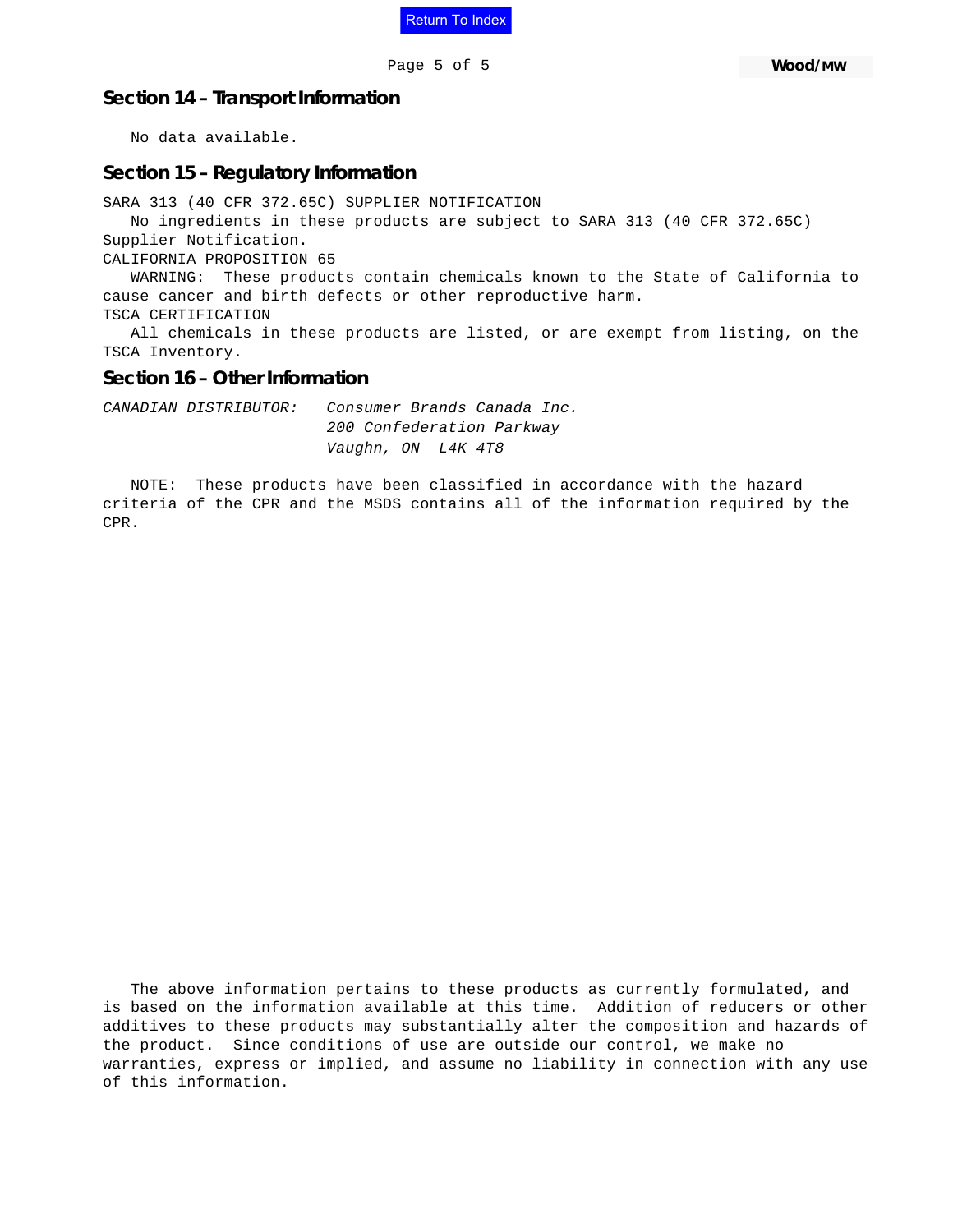## Section 14 – Transport Information

No data available.

## Section 15 – Regulatory Information

SARA 313 (40 CFR 372.65C) SUPPLIER NOTIFICATION

No ingredients in these products are subject to SARA 313 (40 CFR 372.65C) Supplier Notification.

CALIFORNIA PROPOSITION 65

WARNING: These products contain chemicals known to the State of California to cause cancer and birth defects or other reproductive harm.

TSCA CERTIFICATION

All chemicals in these products are listed, or are exempt from listing, on the TSCA Inventory.

## Section 16 – Other Information

*CANADIAN DISTRIBUTOR:* *Consumer Brands Canada Inc.*
*200 Confederation Parkway*
*Vaughn, ON L4K 4T8*

NOTE: These products have been classified in accordance with the hazard criteria of the CPR and the MSDS contains all of the information required by the CPR.

The above information pertains to these products as currently formulated, and is based on the information available at this time. Addition of reducers or other additives to these products may substantially alter the composition and hazards of the product. Since conditions of use are outside our control, we make no warranties, express or implied, and assume no liability in connection with any use of this information.